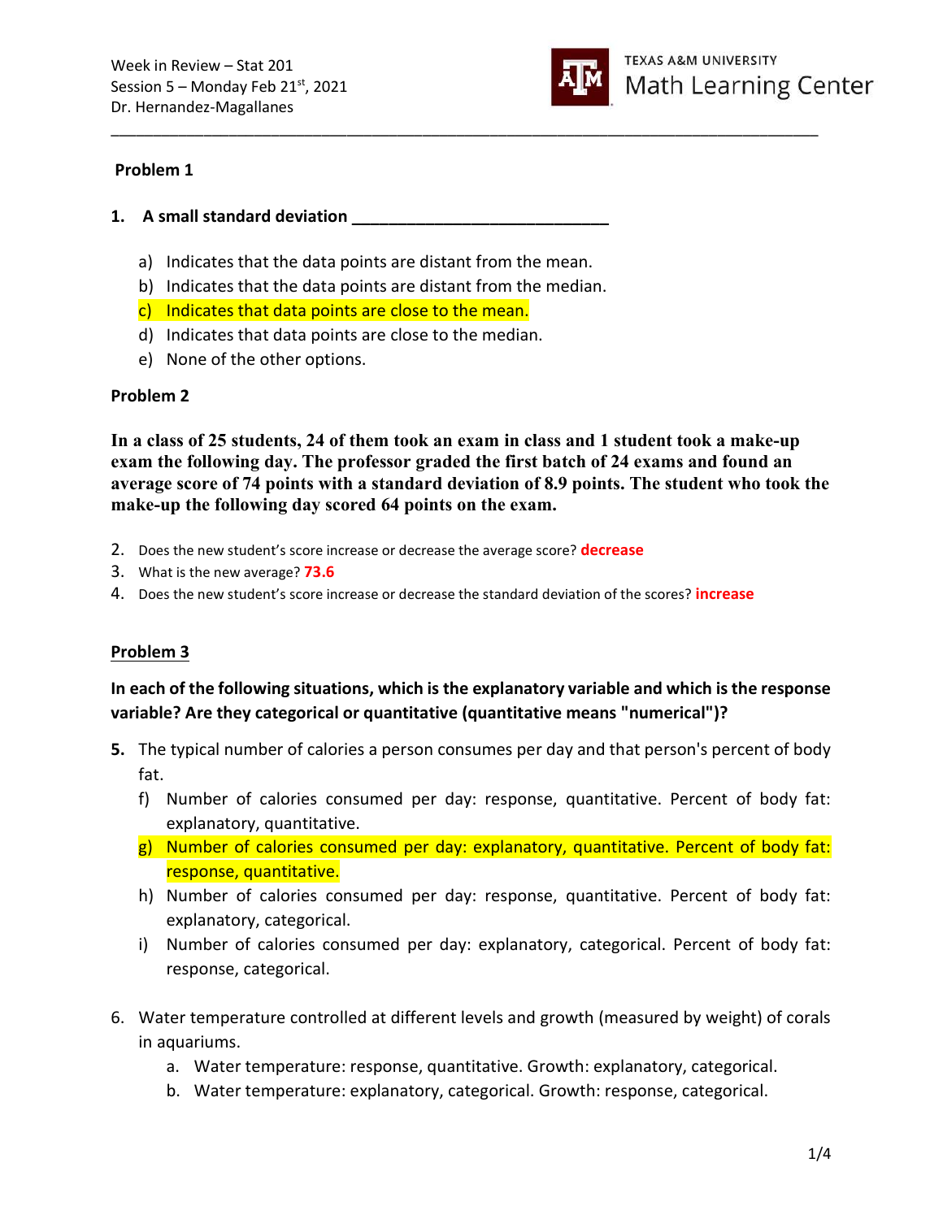Week in Review – Stat 201
Session 5 – Monday Feb 21st, 2021
Dr. Hernandez-Magallanes

TEXAS A&M UNIVERSITY
Math Learning Center

### Problem 1

**1. A small standard deviation ___________________________**

a) Indicates that the data points are distant from the mean.
b) Indicates that the data points are distant from the median.
c) Indicates that data points are close to the mean.
d) Indicates that data points are close to the median.
e) None of the other options.

### Problem 2

**In a class of 25 students, 24 of them took an exam in class and 1 student took a make-up exam the following day. The professor graded the first batch of 24 exams and found an average score of 74 points with a standard deviation of 8.9 points. The student who took the make-up the following day scored 64 points on the exam.**

2. Does the new student's score increase or decrease the average score? **decrease**
3. What is the new average? **73.6**
4. Does the new student's score increase or decrease the standard deviation of the scores? **increase**

### Problem 3

**In each of the following situations, which is the explanatory variable and which is the response variable? Are they categorical or quantitative (quantitative means "numerical")?**

**5.** The typical number of calories a person consumes per day and that person's percent of body fat.

f) Number of calories consumed per day: response, quantitative. Percent of body fat: explanatory, quantitative.
g) Number of calories consumed per day: explanatory, quantitative. Percent of body fat: response, quantitative.
h) Number of calories consumed per day: response, quantitative. Percent of body fat: explanatory, categorical.
i) Number of calories consumed per day: explanatory, categorical. Percent of body fat: response, categorical.

6. Water temperature controlled at different levels and growth (measured by weight) of corals in aquariums.

a. Water temperature: response, quantitative. Growth: explanatory, categorical.
b. Water temperature: explanatory, categorical. Growth: response, categorical.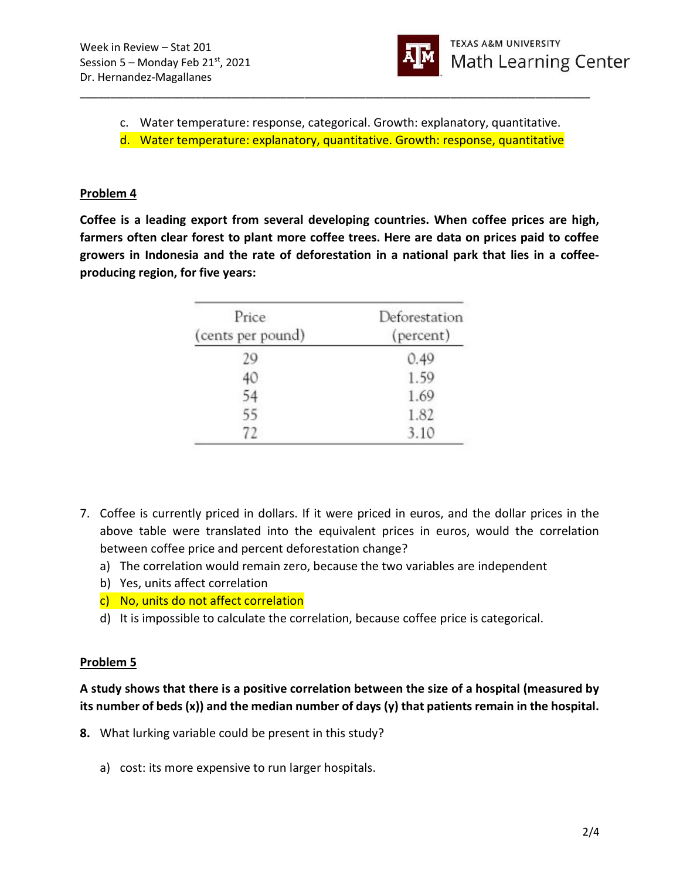c. Water temperature: response, categorical. Growth: explanatory, quantitative.

d. Water temperature: explanatory, quantitative. Growth: response, quantitative

**Problem 4**

**Coffee is a leading export from several developing countries. When coffee prices are high, farmers often clear forest to plant more coffee trees. Here are data on prices paid to coffee growers in Indonesia and the rate of deforestation in a national park that lies in a coffee-producing region, for five years:**

| Price (cents per pound) | Deforestation (percent) |
|---|---|
| 29 | 0.49 |
| 40 | 1.59 |
| 54 | 1.69 |
| 55 | 1.82 |
| 72 | 3.10 |

7. Coffee is currently priced in dollars. If it were priced in euros, and the dollar prices in the above table were translated into the equivalent prices in euros, would the correlation between coffee price and percent deforestation change?
   a) The correlation would remain zero, because the two variables are independent
   b) Yes, units affect correlation
   c) No, units do not affect correlation
   d) It is impossible to calculate the correlation, because coffee price is categorical.

**Problem 5**

**A study shows that there is a positive correlation between the size of a hospital (measured by its number of beds (x)) and the median number of days (y) that patients remain in the hospital.**

**8.** What lurking variable could be present in this study?

   a) cost: its more expensive to run larger hospitals.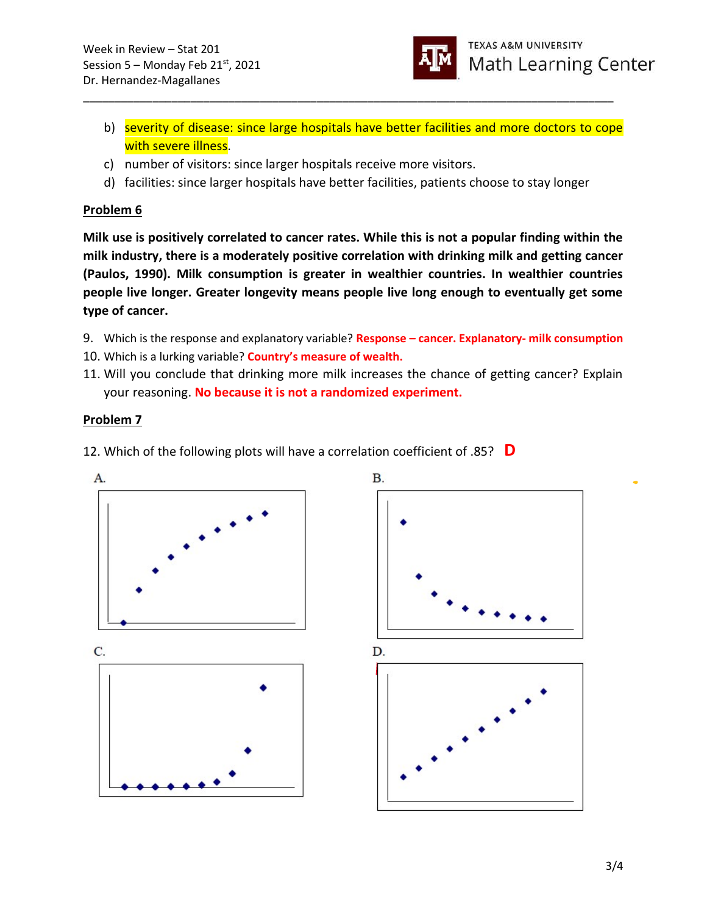b) severity of disease: since large hospitals have better facilities and more doctors to cope with severe illness.

c) number of visitors: since larger hospitals receive more visitors.

d) facilities: since larger hospitals have better facilities, patients choose to stay longer

## Problem 6

**Milk use is positively correlated to cancer rates. While this is not a popular finding within the milk industry, there is a moderately positive correlation with drinking milk and getting cancer (Paulos, 1990). Milk consumption is greater in wealthier countries. In wealthier countries people live longer. Greater longevity means people live long enough to eventually get some type of cancer.**

9. Which is the response and explanatory variable? **Response – cancer. Explanatory- milk consumption**
10. Which is a lurking variable? **Country's measure of wealth.**
11. Will you conclude that drinking more milk increases the chance of getting cancer? Explain your reasoning. **No because it is not a randomized experiment.**

## Problem 7

12. Which of the following plots will have a correlation coefficient of .85? **D**

A.

B.

C.

D.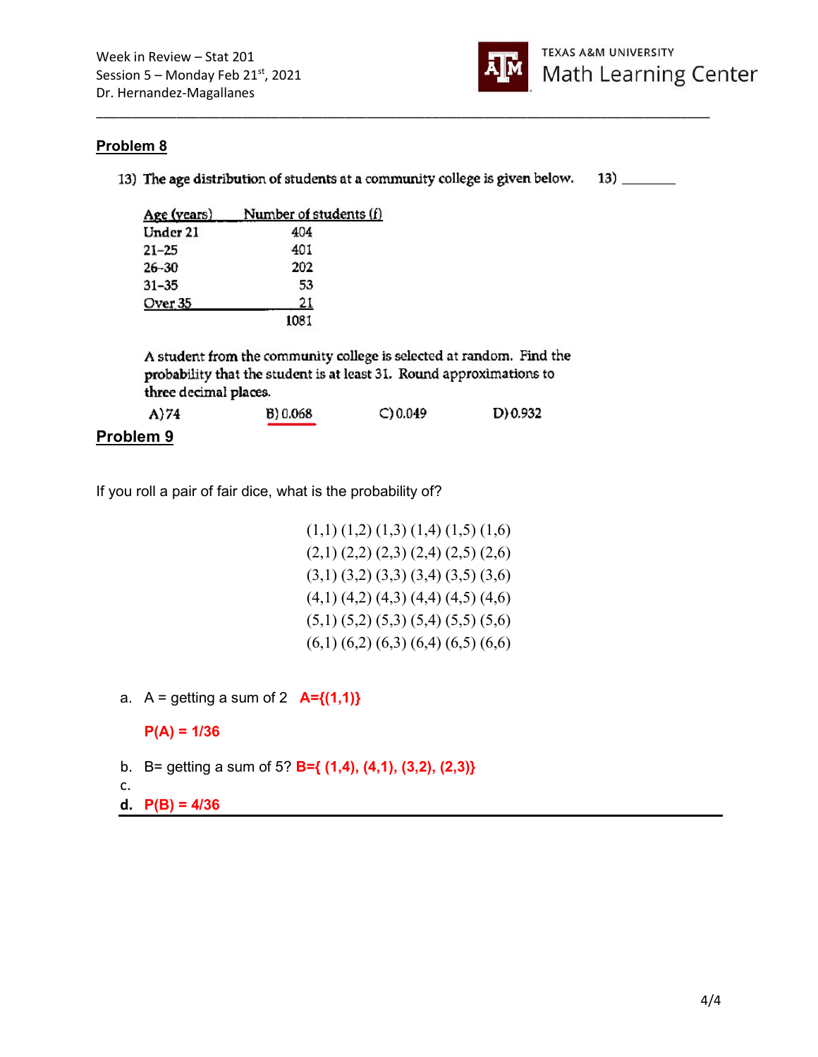## Problem 8

13) The age distribution of students at a community college is given below. 13) _______

| Age (years) | Number of students (f) |
|---|---|
| Under 21 | 404 |
| 21-25 | 401 |
| 26-30 | 202 |
| 31-35 | 53 |
| Over 35 | 21 |
| | 1081 |

A student from the community college is selected at random. Find the probability that the student is at least 31. Round approximations to three decimal places.

A) 74 B) 0.068 C) 0.049 D) 0.932

## Problem 9

If you roll a pair of fair dice, what is the probability of?

| | | | | | |
|---|---|---|---|---|---|
| (1,1) | (1,2) | (1,3) | (1,4) | (1,5) | (1,6) |
| (2,1) | (2,2) | (2,3) | (2,4) | (2,5) | (2,6) |
| (3,1) | (3,2) | (3,3) | (3,4) | (3,5) | (3,6) |
| (4,1) | (4,2) | (4,3) | (4,4) | (4,5) | (4,6) |
| (5,1) | (5,2) | (5,3) | (5,4) | (5,5) | (5,6) |
| (6,1) | (6,2) | (6,3) | (6,4) | (6,5) | (6,6) |

a. A = getting a sum of 2 **A={(1,1)}**

**P(A) = 1/36**

b. B= getting a sum of 5? **B={ (1,4), (4,1), (3,2), (2,3)}**

c.

d. **P(B) = 4/36**